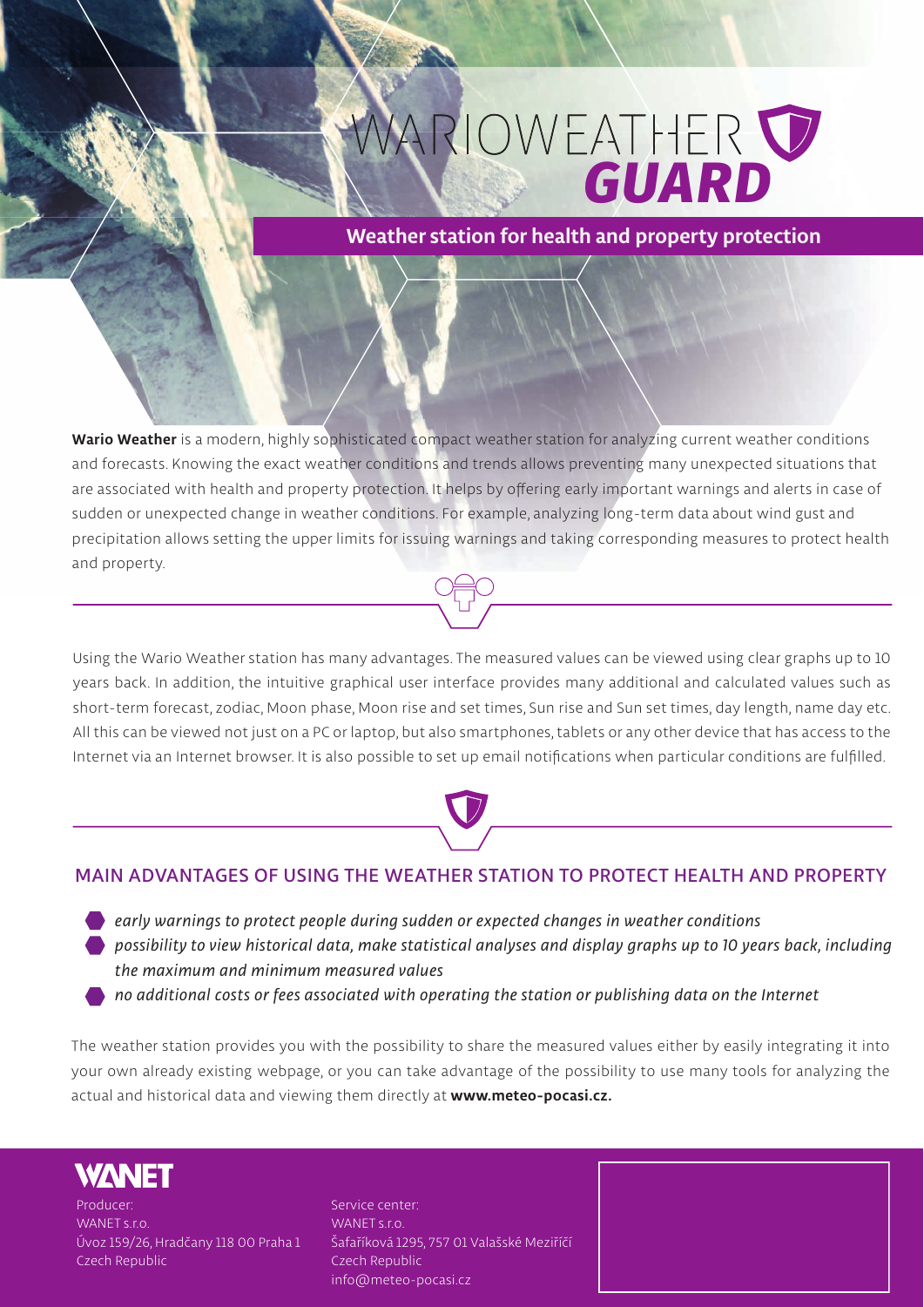# WARIOWEATHER *GUARD*

**Weather station for health and property protection**

**Wario Weather** is a modern, highly sophisticated compact weather station for analyzing current weather conditions and forecasts. Knowing the exact weather conditions and trends allows preventing many unexpected situations that are associated with health and property protection. It helps by offering early important warnings and alerts in case of sudden or unexpected change in weather conditions. For example, analyzing long-term data about wind gust and precipitation allows setting the upper limits for issuing warnings and taking corresponding measures to protect health and property.

Using the Wario Weather station has many advantages. The measured values can be viewed using clear graphs up to 10 years back. In addition, the intuitive graphical user interface provides many additional and calculated values such as short-term forecast, zodiac, Moon phase, Moon rise and set times, Sun rise and Sun set times, day length, name day etc. All this can be viewed not just on a PC or laptop, but also smartphones, tablets or any other device that has access to the Internet via an Internet browser. It is also possible to set up email notifications when particular conditions are fulfilled.

## MAIN ADVANTAGES OF USING THE WEATHER STATION TO PROTECT HEALTH AND PROPERTY

- *early warnings to protect people during sudden or expected changes in weather conditions*
- *possibility to view historical data, make statistical analyses and display graphs up to 10 years back, including the maximum and minimum measured values*
- *no additional costs or fees associated with operating the station or publishing data on the Internet*

The weather station provides you with the possibility to share the measured values either by easily integrating it into your own already existing webpage, or you can take advantage of the possibility to use many tools for analyzing the actual and historical data and viewing them directly at **www.meteo-pocasi.cz.**

**WANET**

Producer:
WANET s.r.o.
Úvoz 159/26, Hradčany 118 00 Praha 1
Czech Republic

Service center:
WANET s.r.o.
Šafaříková 1295, 757 01 Valašské Meziříčí
Czech Republic
info@meteo-pocasi.cz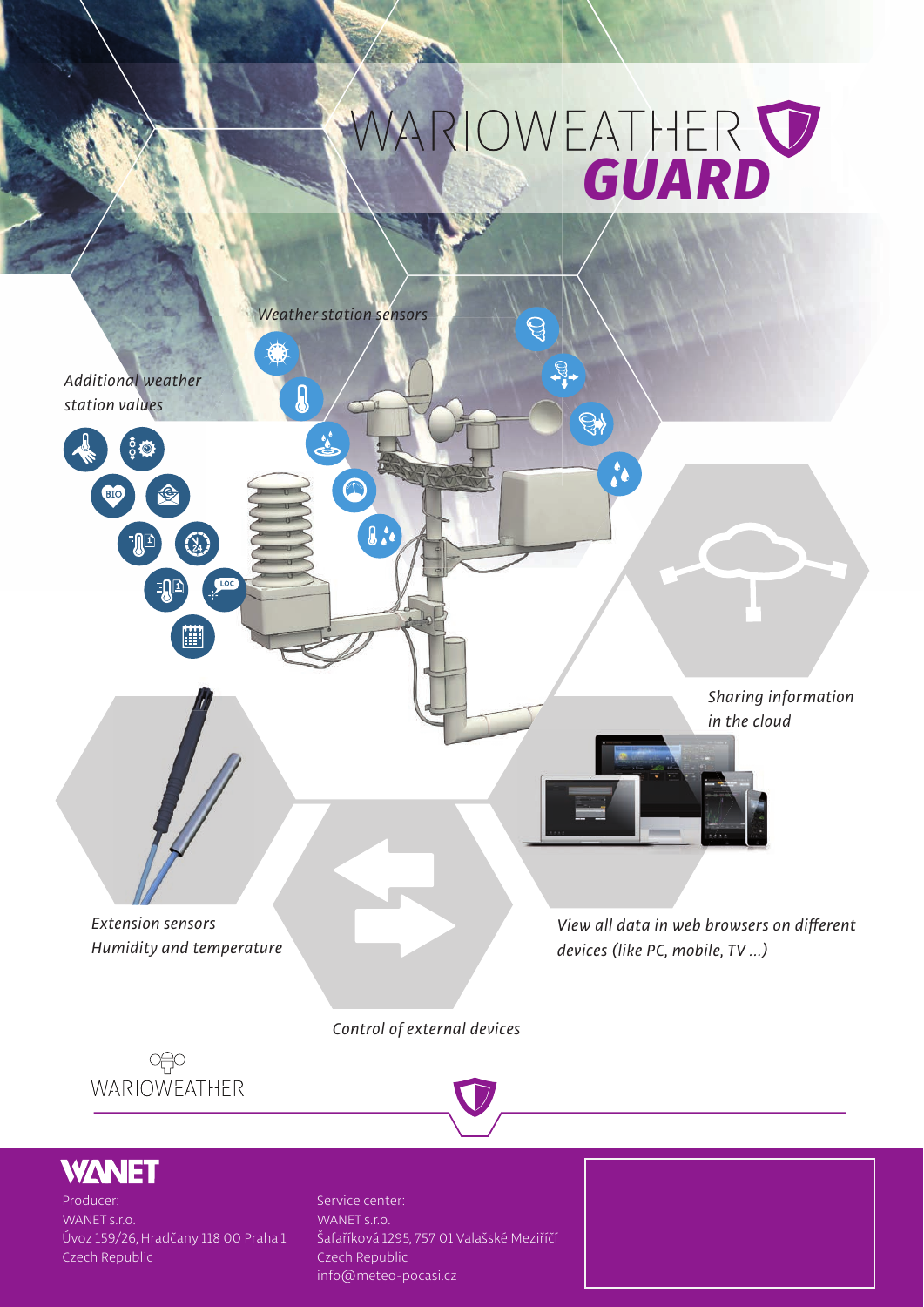# WARIOWEATHER *GUARD*

*Weather station sensors*

*Additional weather station values*

*Sharing information in the cloud*

*Extension sensors Humidity and temperature*

*View all data in web browsers on different devices (like PC, mobile, TV ...)*

*Control of external devices*

WARIOWEATHER

WANET

Producer:
WANET s.r.o.
Úvoz 159/26, Hradčany 118 00 Praha 1
Czech Republic

Service center:
WANET s.r.o.
Šafaříková 1295, 757 01 Valašské Meziříčí
Czech Republic
info@meteo-pocasi.cz